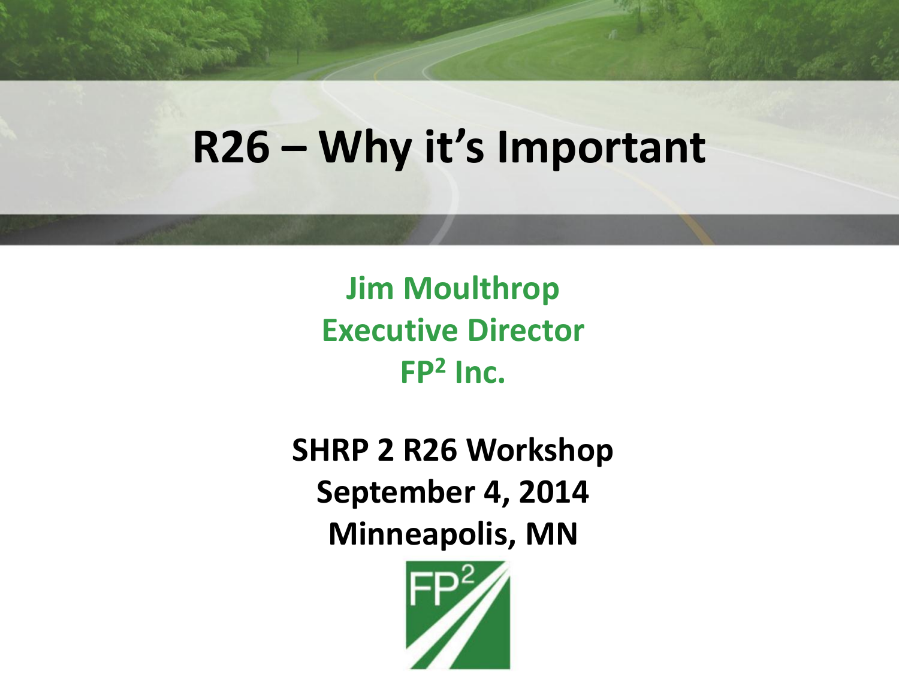# R26 – Why it's Important

**Jim Moulthrop**
**Executive Director**
**FP² Inc.**

**SHRP 2 R26 Workshop**
**September 4, 2014**
**Minneapolis, MN**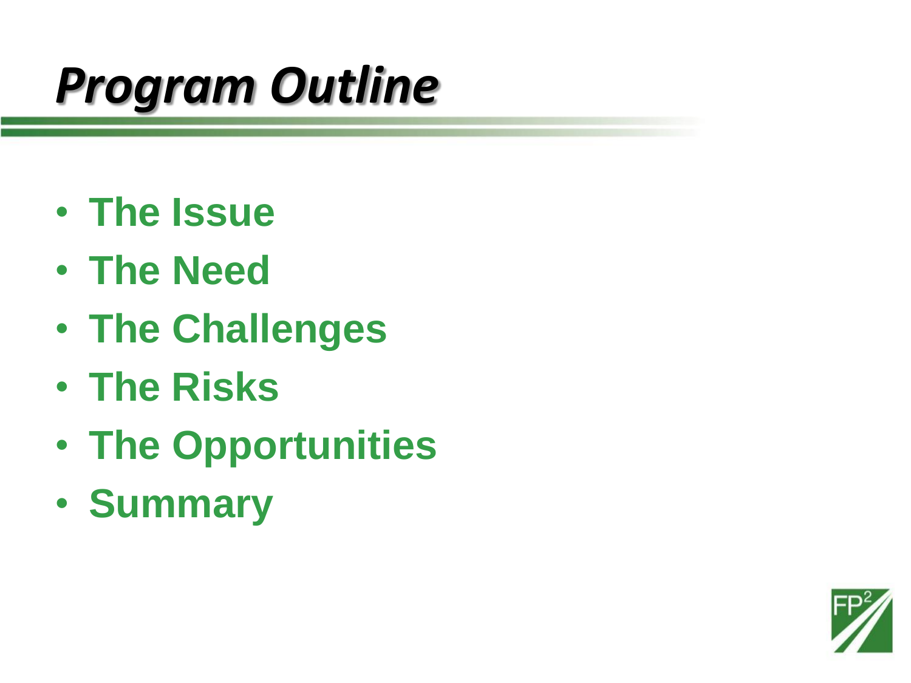# Program Outline

- The Issue
- The Need
- The Challenges
- The Risks
- The Opportunities
- Summary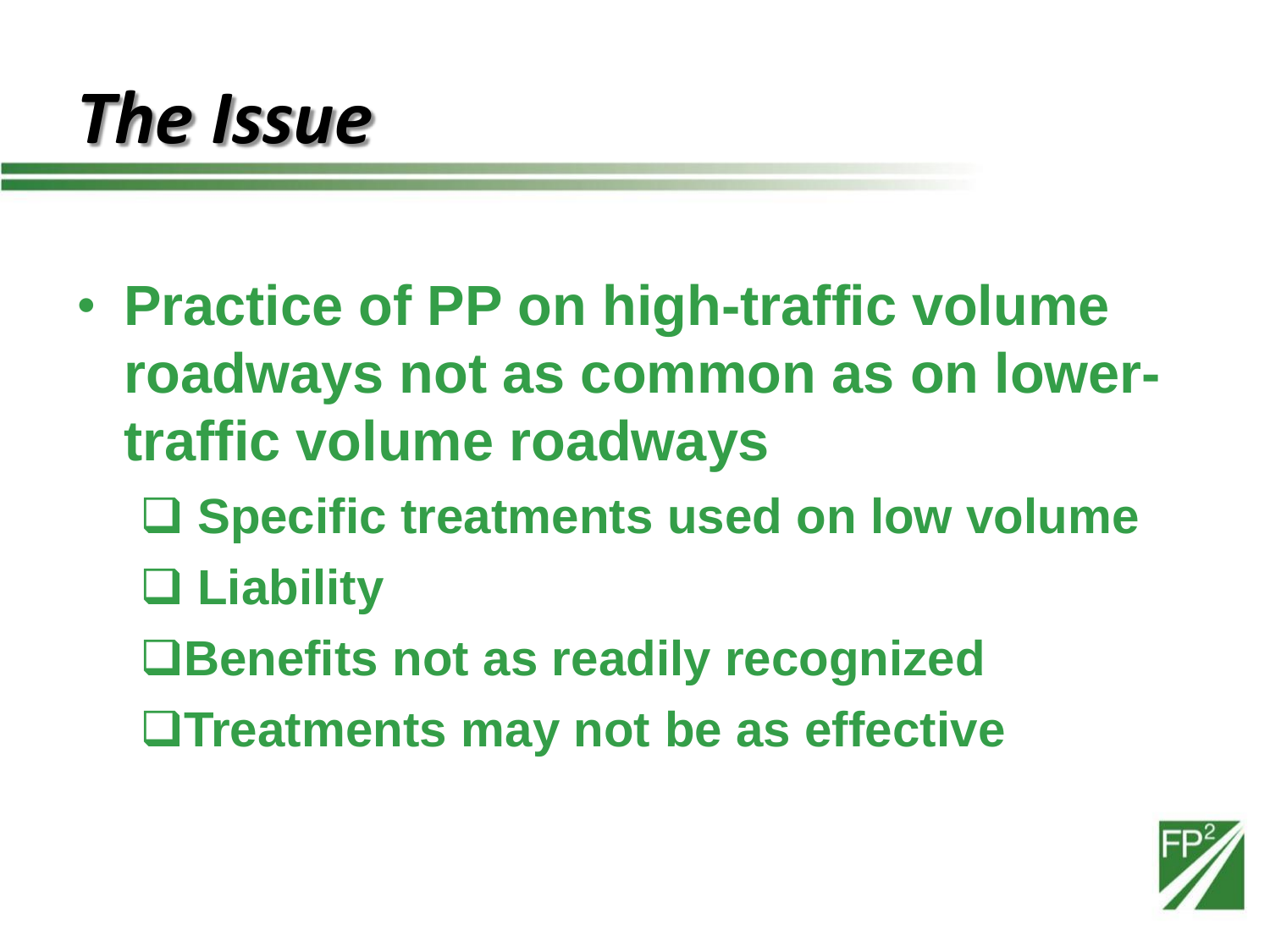# *The Issue*

- **Practice of PP on high-traffic volume roadways not as common as on lower-traffic volume roadways**
  - **Specific treatments used on low volume**
  - **Liability**
  - **Benefits not as readily recognized**
  - **Treatments may not be as effective**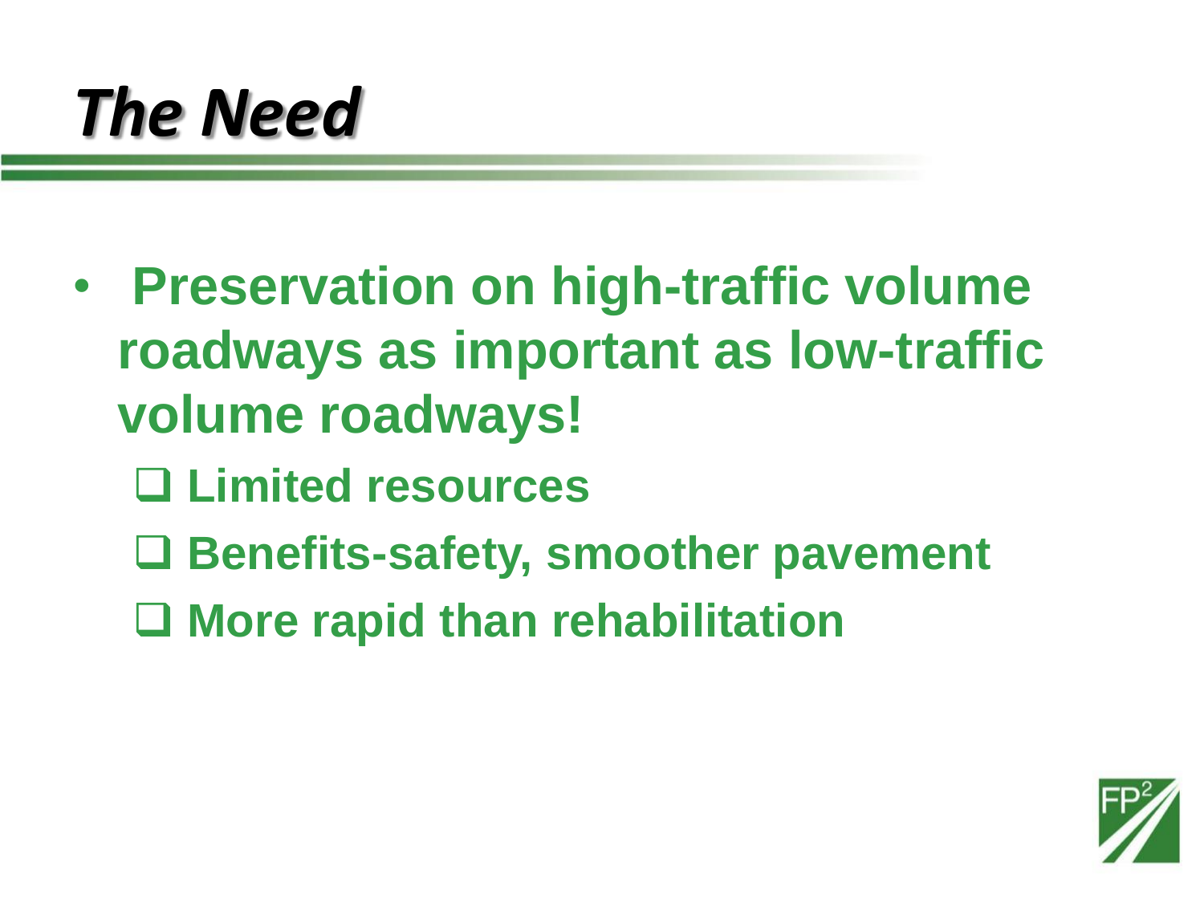# The Need

- **Preservation on high-traffic volume roadways as important as low-traffic volume roadways!**
  - **Limited resources**
  - **Benefits-safety, smoother pavement**
  - **More rapid than rehabilitation**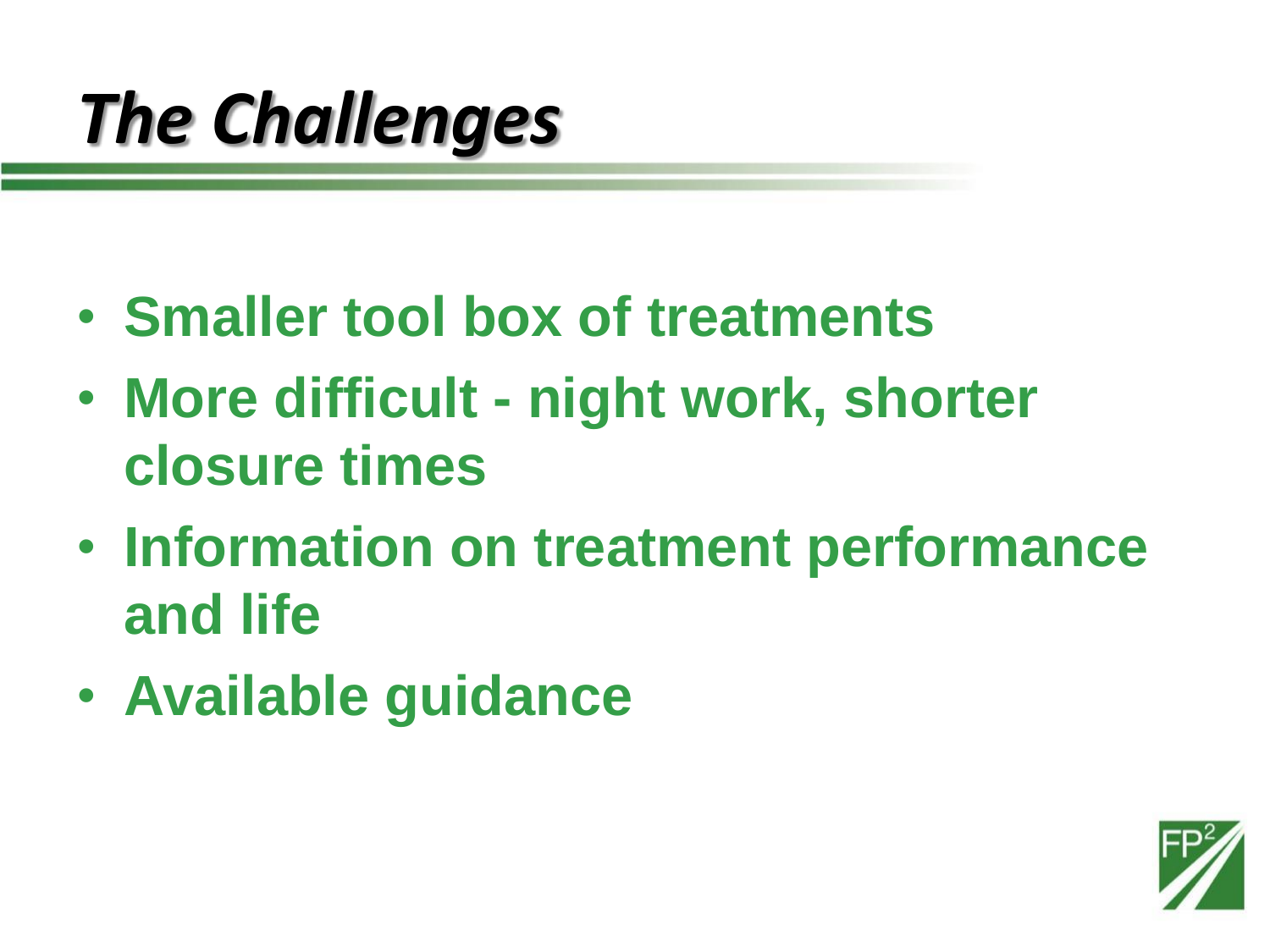# The Challenges

- **Smaller tool box of treatments**
- **More difficult - night work, shorter closure times**
- **Information on treatment performance and life**
- **Available guidance**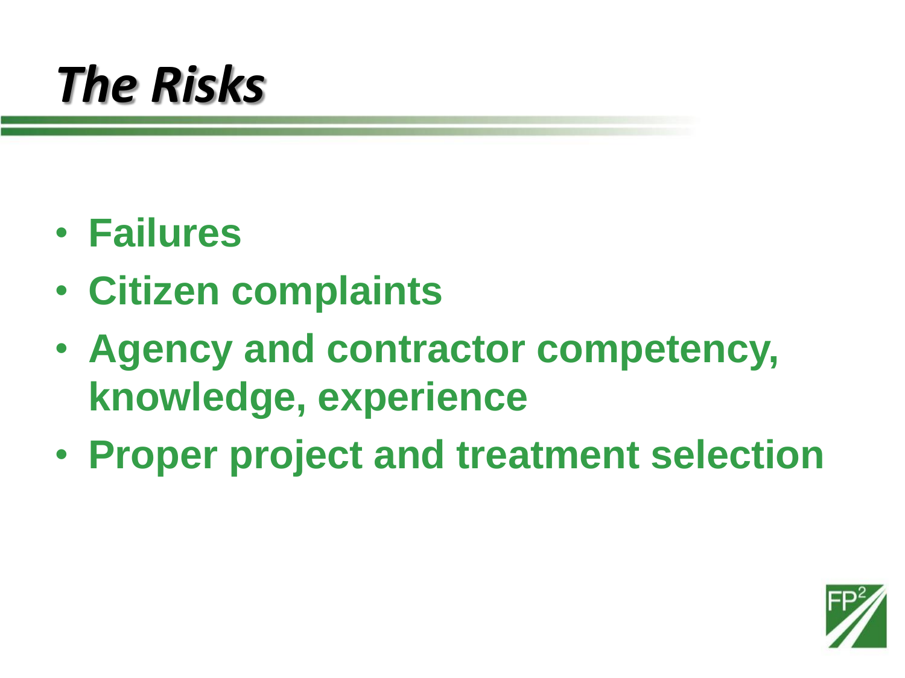# *The Risks*

- **Failures**
- **Citizen complaints**
- **Agency and contractor competency, knowledge, experience**
- **Proper project and treatment selection**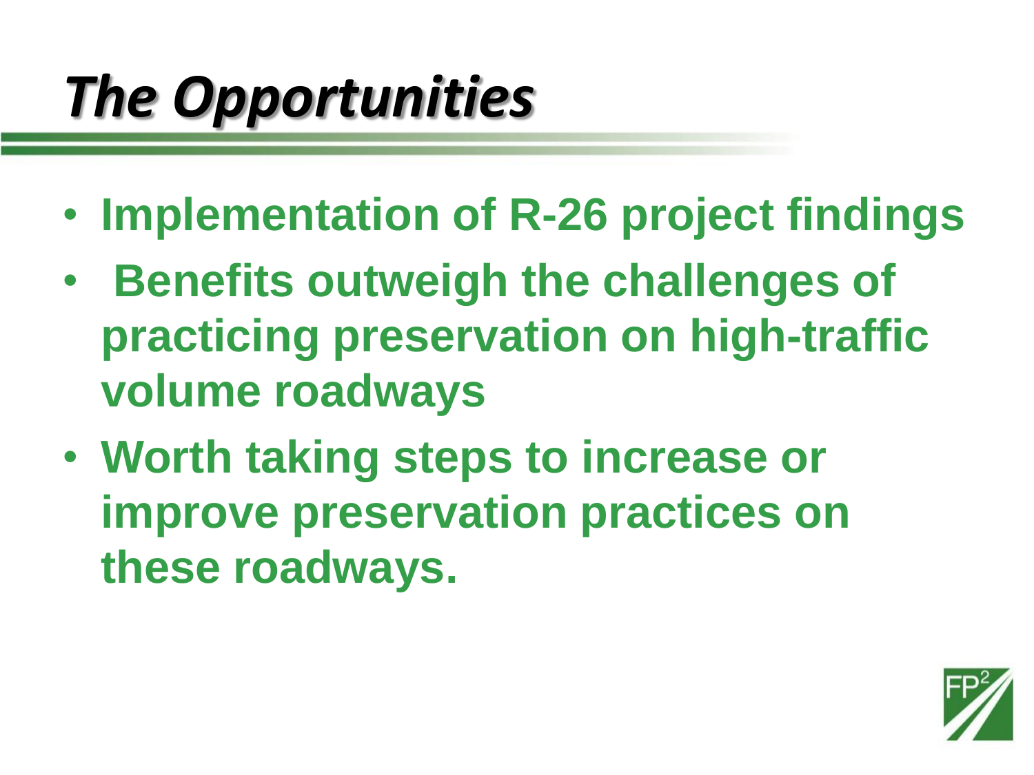# *The Opportunities*

- **Implementation of R-26 project findings**
- **Benefits outweigh the challenges of practicing preservation on high-traffic volume roadways**
- **Worth taking steps to increase or improve preservation practices on these roadways.**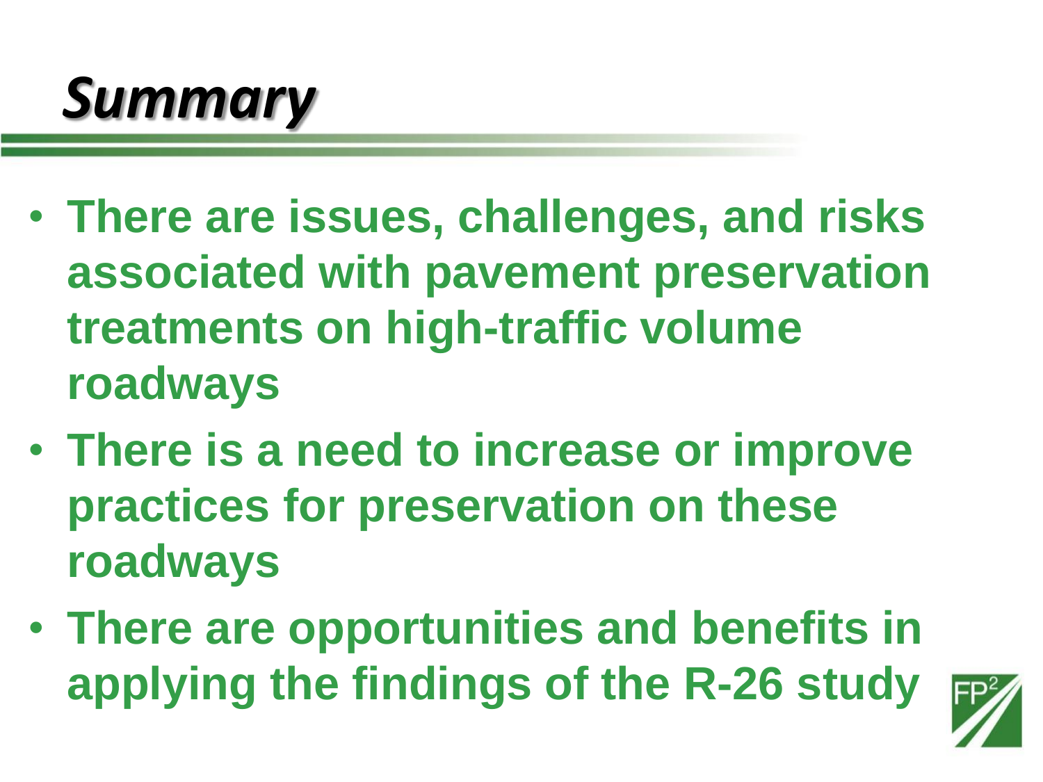# *Summary*

- **There are issues, challenges, and risks associated with pavement preservation treatments on high-traffic volume roadways**
- **There is a need to increase or improve practices for preservation on these roadways**
- **There are opportunities and benefits in applying the findings of the R-26 study**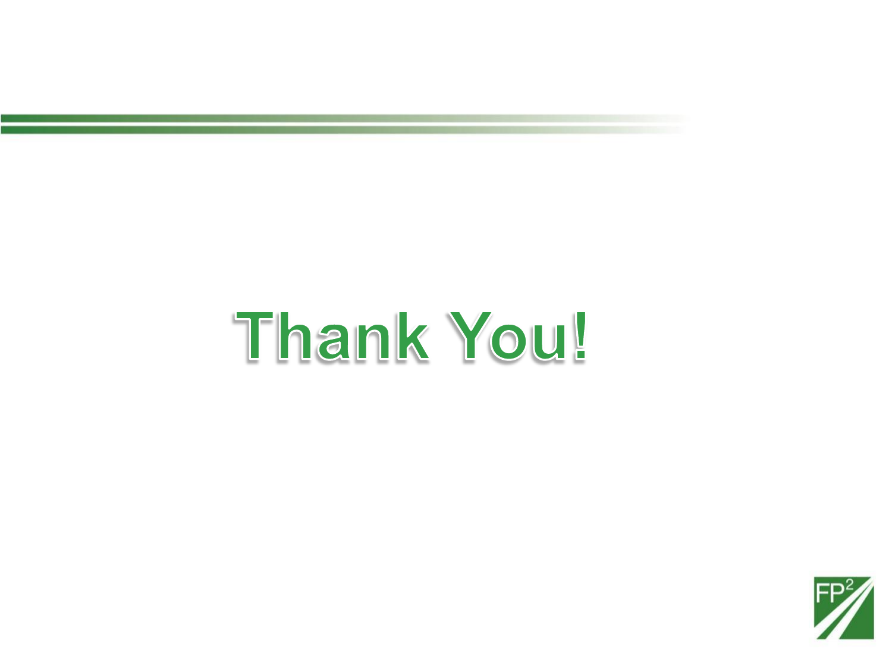# Thank You!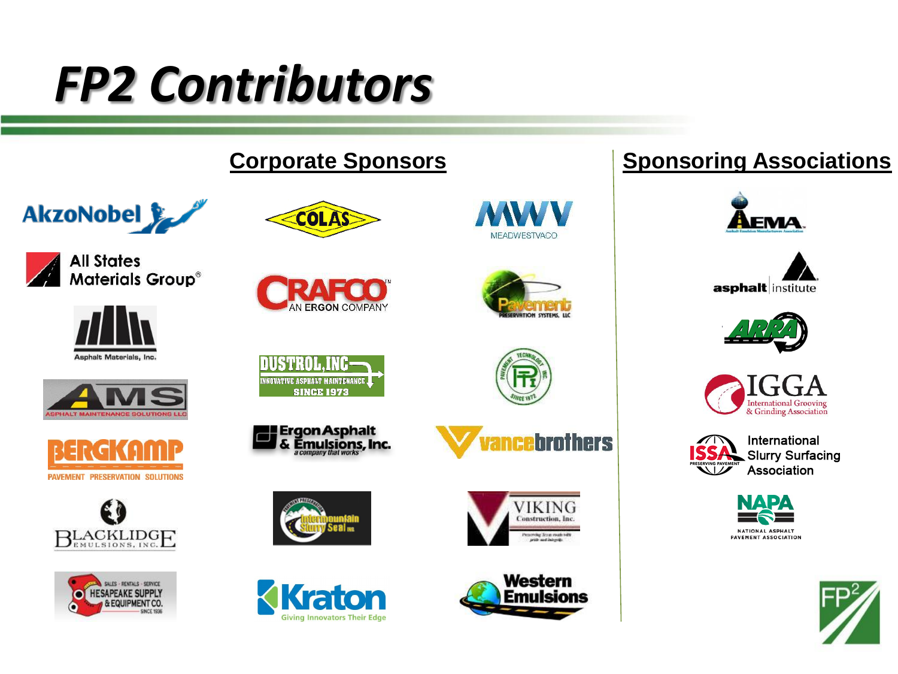# FP2 Contributors

## Corporate Sponsors

AkzoNobel

All States Materials Group®

Asphalt Materials, Inc.

AMS Asphalt Maintenance Solutions LLC

Bergkamp Pavement Preservation Solutions

Blacklidge Emulsions, Inc.

Chesapeake Supply & Equipment Co. — Sales · Rentals · Service — Since 1936

COLAS

Crafco™ An Ergon Company

Dustrol, Inc. — Innovative Asphalt Maintenance — Since 1973

Ergon Asphalt & Emulsions, Inc. — a company that works

Intermountain Slurry Seal Inc.

Kraton — Giving Innovators Their Edge

MWV MeadWestvaco

Pavement Preservation Systems, LLC

Pavement Technology Inc. — Since 1972

vancebrothers

Viking Construction, Inc.

Western Emulsions

## Sponsoring Associations

AEMA — Asphalt Emulsion Manufacturers Association

asphalt institute

ARRA

IGGA — International Grooving & Grinding Association

ISSA — International Slurry Surfacing Association — Preserving Pavement

NAPA — National Asphalt Pavement Association

FP²